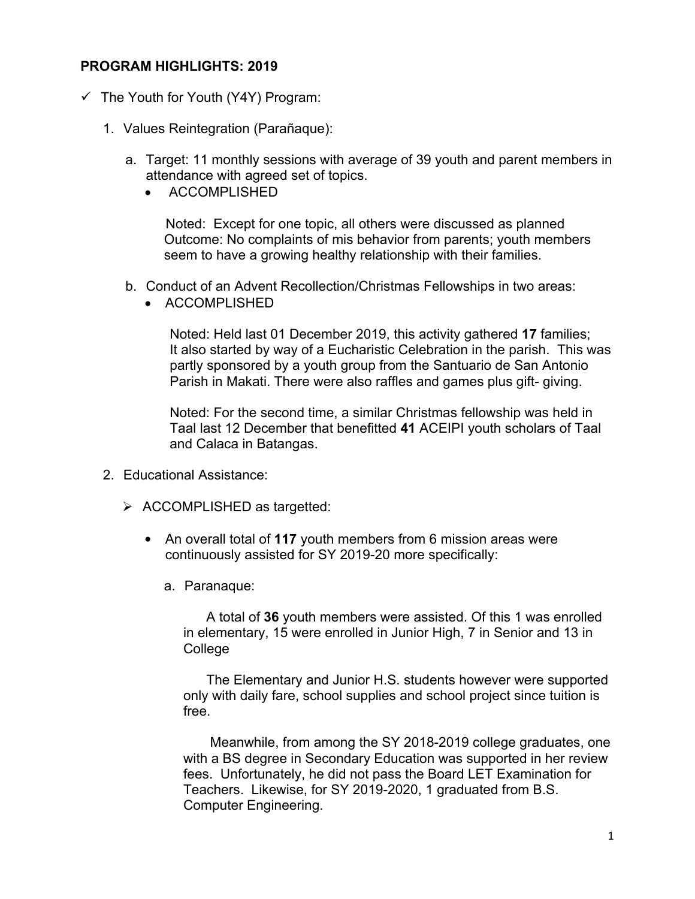**PROGRAM HIGHLIGHTS: 2019**

- ✓ The Youth for Youth (Y4Y) Program:

  1. Values Reintegration (Parañaque):

     a. Target: 11 monthly sessions with average of 39 youth and parent members in attendance with agreed set of topics.

        - ACCOMPLISHED

          Noted: Except for one topic, all others were discussed as planned
          Outcome: No complaints of mis behavior from parents; youth members seem to have a growing healthy relationship with their families.

     b. Conduct of an Advent Recollection/Christmas Fellowships in two areas:

        - ACCOMPLISHED

          Noted: Held last 01 December 2019, this activity gathered **17** families; It also started by way of a Eucharistic Celebration in the parish. This was partly sponsored by a youth group from the Santuario de San Antonio Parish in Makati. There were also raffles and games plus gift- giving.

          Noted: For the second time, a similar Christmas fellowship was held in Taal last 12 December that benefitted **41** ACEIPI youth scholars of Taal and Calaca in Batangas.

  2. Educational Assistance:

     - ➢ ACCOMPLISHED as targetted:

       - An overall total of **117** youth members from 6 mission areas were continuously assisted for SY 2019-20 more specifically:

         a. Paranaque:

            A total of **36** youth members were assisted. Of this 1 was enrolled in elementary, 15 were enrolled in Junior High, 7 in Senior and 13 in College

            The Elementary and Junior H.S. students however were supported only with daily fare, school supplies and school project since tuition is free.

            Meanwhile, from among the SY 2018-2019 college graduates, one with a BS degree in Secondary Education was supported in her review fees. Unfortunately, he did not pass the Board LET Examination for Teachers. Likewise, for SY 2019-2020, 1 graduated from B.S. Computer Engineering.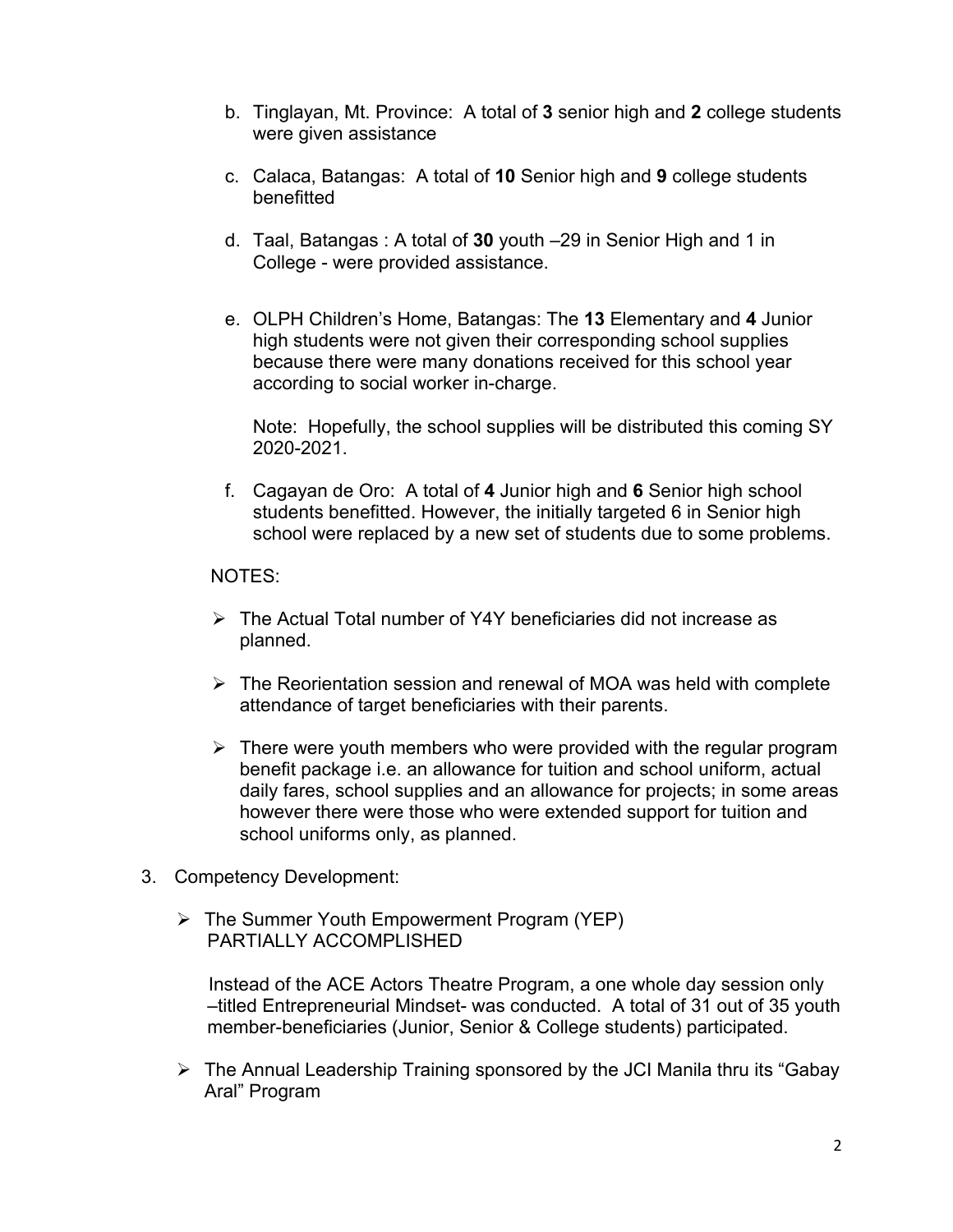b. Tinglayan, Mt. Province: A total of **3** senior high and **2** college students were given assistance

c. Calaca, Batangas: A total of **10** Senior high and **9** college students benefitted

d. Taal, Batangas : A total of **30** youth –29 in Senior High and 1 in College - were provided assistance.

e. OLPH Children's Home, Batangas: The **13** Elementary and **4** Junior high students were not given their corresponding school supplies because there were many donations received for this school year according to social worker in-charge.

   Note: Hopefully, the school supplies will be distributed this coming SY 2020-2021.

f. Cagayan de Oro: A total of **4** Junior high and **6** Senior high school students benefitted. However, the initially targeted 6 in Senior high school were replaced by a new set of students due to some problems.

NOTES:

- The Actual Total number of Y4Y beneficiaries did not increase as planned.
- The Reorientation session and renewal of MOA was held with complete attendance of target beneficiaries with their parents.
- There were youth members who were provided with the regular program benefit package i.e. an allowance for tuition and school uniform, actual daily fares, school supplies and an allowance for projects; in some areas however there were those who were extended support for tuition and school uniforms only, as planned.

3. Competency Development:

- The Summer Youth Empowerment Program (YEP) PARTIALLY ACCOMPLISHED

  Instead of the ACE Actors Theatre Program, a one whole day session only –titled Entrepreneurial Mindset- was conducted. A total of 31 out of 35 youth member-beneficiaries (Junior, Senior & College students) participated.

- The Annual Leadership Training sponsored by the JCI Manila thru its "Gabay Aral" Program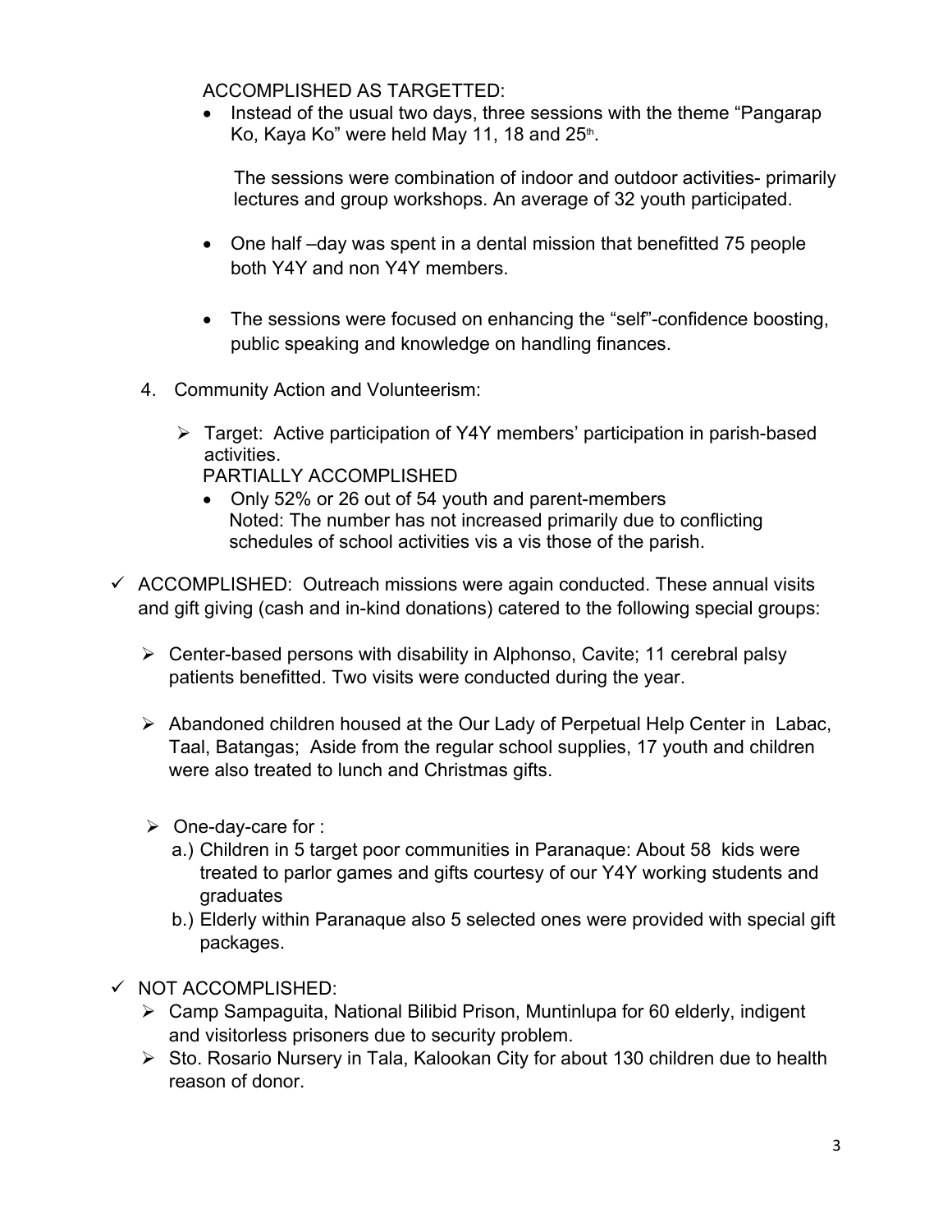ACCOMPLISHED AS TARGETTED:

- Instead of the usual two days, three sessions with the theme "Pangarap Ko, Kaya Ko" were held May 11, 18 and 25th.

  The sessions were combination of indoor and outdoor activities- primarily lectures and group workshops. An average of 32 youth participated.

- One half –day was spent in a dental mission that benefitted 75 people both Y4Y and non Y4Y members.

- The sessions were focused on enhancing the "self"-confidence boosting, public speaking and knowledge on handling finances.

4. Community Action and Volunteerism:

   - Target: Active participation of Y4Y members' participation in parish-based activities.
     PARTIALLY ACCOMPLISHED
     - Only 52% or 26 out of 54 youth and parent-members
       Noted: The number has not increased primarily due to conflicting schedules of school activities vis a vis those of the parish.

- ✓ ACCOMPLISHED: Outreach missions were again conducted. These annual visits and gift giving (cash and in-kind donations) catered to the following special groups:

  - Center-based persons with disability in Alphonso, Cavite; 11 cerebral palsy patients benefitted. Two visits were conducted during the year.

  - Abandoned children housed at the Our Lady of Perpetual Help Center in Labac, Taal, Batangas; Aside from the regular school supplies, 17 youth and children were also treated to lunch and Christmas gifts.

  - One-day-care for :
    - a.) Children in 5 target poor communities in Paranaque: About 58 kids were treated to parlor games and gifts courtesy of our Y4Y working students and graduates
    - b.) Elderly within Paranaque also 5 selected ones were provided with special gift packages.

- ✓ NOT ACCOMPLISHED:
  - Camp Sampaguita, National Bilibid Prison, Muntinlupa for 60 elderly, indigent and visitorless prisoners due to security problem.
  - Sto. Rosario Nursery in Tala, Kalookan City for about 130 children due to health reason of donor.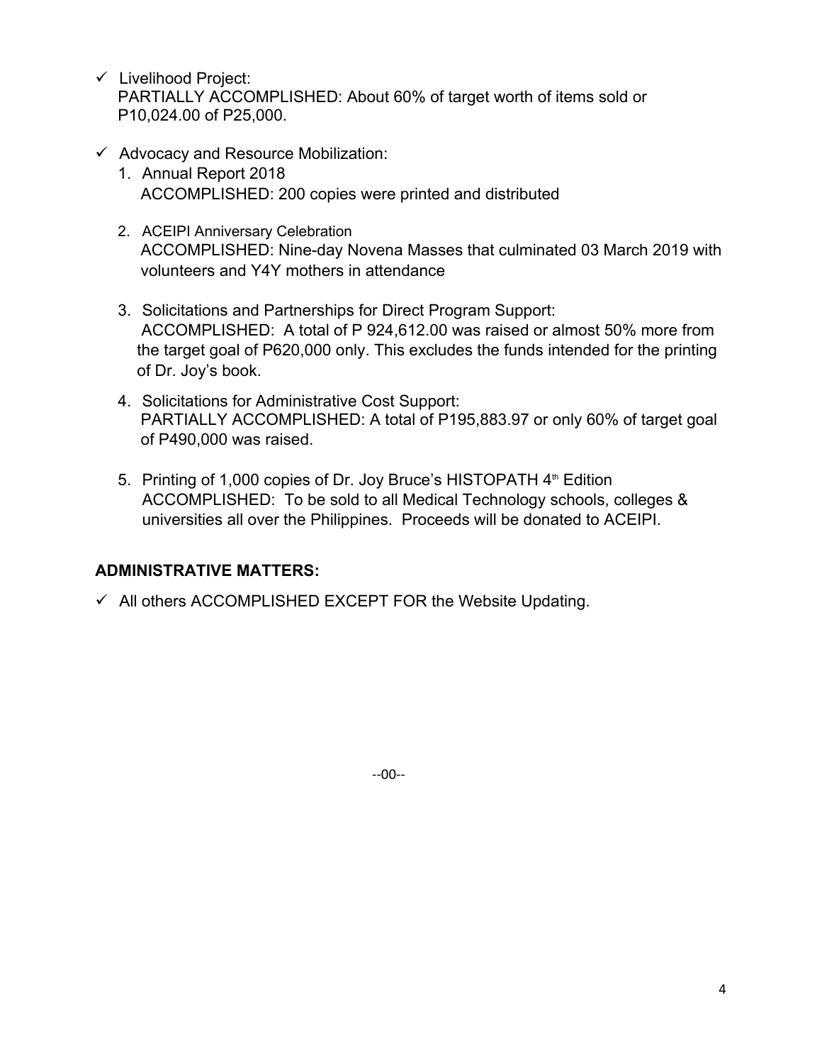- ✓ Livelihood Project:
  PARTIALLY ACCOMPLISHED: About 60% of target worth of items sold or P10,024.00 of P25,000.

- ✓ Advocacy and Resource Mobilization:
  1. Annual Report 2018
     ACCOMPLISHED: 200 copies were printed and distributed

  2. ACEIPI Anniversary Celebration
     ACCOMPLISHED: Nine-day Novena Masses that culminated 03 March 2019 with volunteers and Y4Y mothers in attendance

  3. Solicitations and Partnerships for Direct Program Support:
     ACCOMPLISHED: A total of P 924,612.00 was raised or almost 50% more from the target goal of P620,000 only. This excludes the funds intended for the printing of Dr. Joy's book.

  4. Solicitations for Administrative Cost Support:
     PARTIALLY ACCOMPLISHED: A total of P195,883.97 or only 60% of target goal of P490,000 was raised.

  5. Printing of 1,000 copies of Dr. Joy Bruce's HISTOPATH 4th Edition
     ACCOMPLISHED: To be sold to all Medical Technology schools, colleges & universities all over the Philippines. Proceeds will be donated to ACEIPI.

**ADMINISTRATIVE MATTERS:**

- ✓ All others ACCOMPLISHED EXCEPT FOR the Website Updating.

--00--